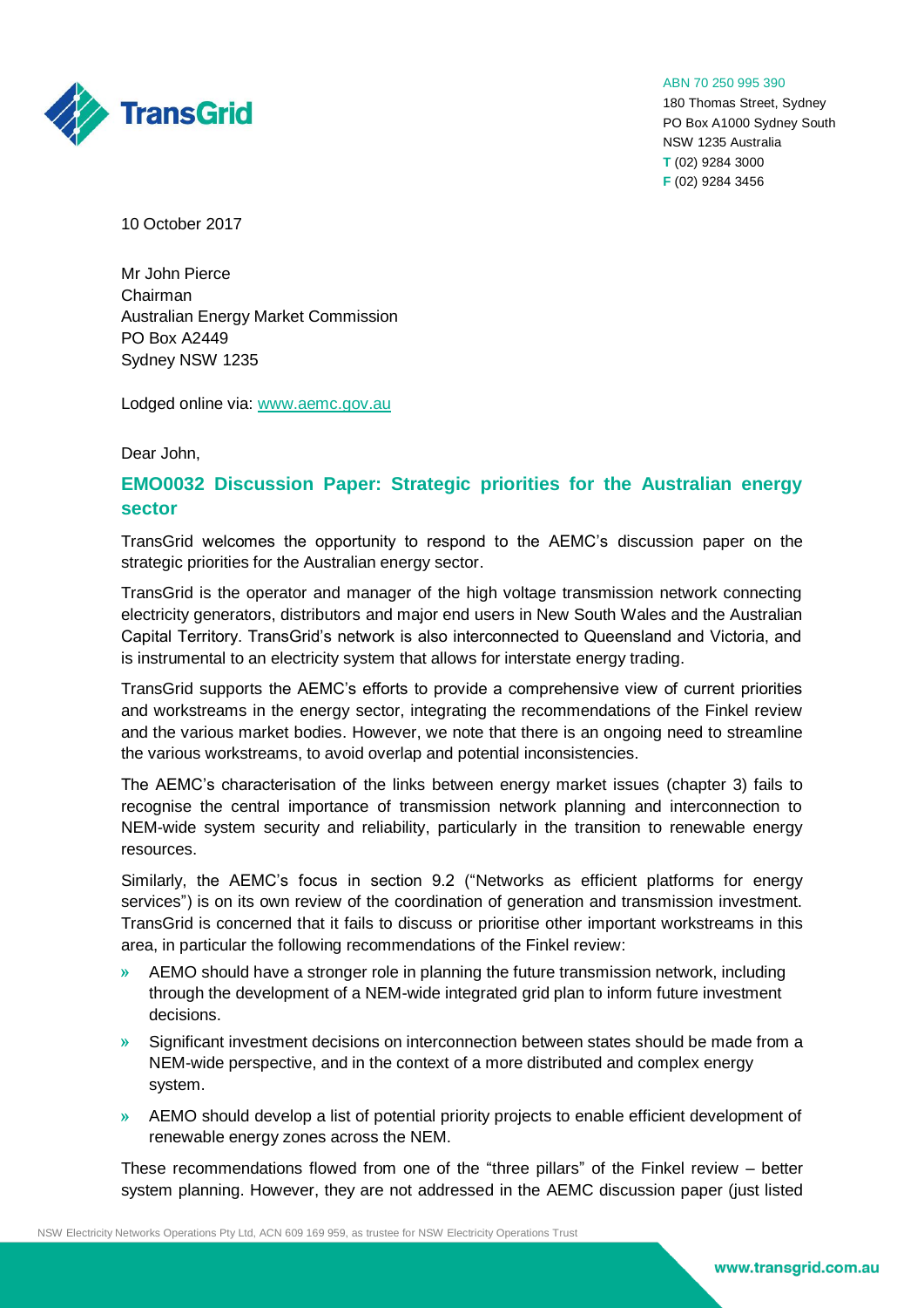ABN 70 250 995 390
180 Thomas Street, Sydney
PO Box A1000 Sydney South
NSW 1235 Australia
**T** (02) 9284 3000
**F** (02) 9284 3456

10 October 2017

Mr John Pierce
Chairman
Australian Energy Market Commission
PO Box A2449
Sydney NSW 1235

Lodged online via: [www.aemc.gov.au](http://www.aemc.gov.au)

Dear John,

## EMO0032 Discussion Paper: Strategic priorities for the Australian energy sector

TransGrid welcomes the opportunity to respond to the AEMC's discussion paper on the strategic priorities for the Australian energy sector.

TransGrid is the operator and manager of the high voltage transmission network connecting electricity generators, distributors and major end users in New South Wales and the Australian Capital Territory. TransGrid's network is also interconnected to Queensland and Victoria, and is instrumental to an electricity system that allows for interstate energy trading.

TransGrid supports the AEMC's efforts to provide a comprehensive view of current priorities and workstreams in the energy sector, integrating the recommendations of the Finkel review and the various market bodies. However, we note that there is an ongoing need to streamline the various workstreams, to avoid overlap and potential inconsistencies.

The AEMC's characterisation of the links between energy market issues (chapter 3) fails to recognise the central importance of transmission network planning and interconnection to NEM-wide system security and reliability, particularly in the transition to renewable energy resources.

Similarly, the AEMC's focus in section 9.2 ("Networks as efficient platforms for energy services") is on its own review of the coordination of generation and transmission investment. TransGrid is concerned that it fails to discuss or prioritise other important workstreams in this area, in particular the following recommendations of the Finkel review:

- AEMO should have a stronger role in planning the future transmission network, including through the development of a NEM-wide integrated grid plan to inform future investment decisions.
- Significant investment decisions on interconnection between states should be made from a NEM-wide perspective, and in the context of a more distributed and complex energy system.
- AEMO should develop a list of potential priority projects to enable efficient development of renewable energy zones across the NEM.

These recommendations flowed from one of the "three pillars" of the Finkel review – better system planning. However, they are not addressed in the AEMC discussion paper (just listed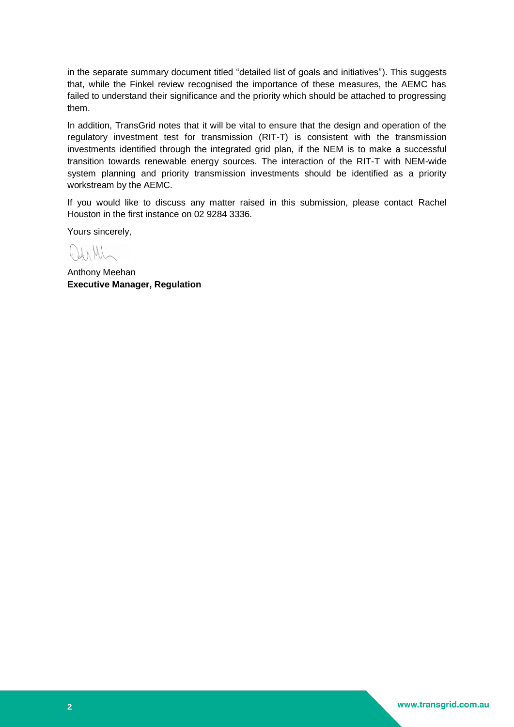in the separate summary document titled "detailed list of goals and initiatives"). This suggests that, while the Finkel review recognised the importance of these measures, the AEMC has failed to understand their significance and the priority which should be attached to progressing them.

In addition, TransGrid notes that it will be vital to ensure that the design and operation of the regulatory investment test for transmission (RIT-T) is consistent with the transmission investments identified through the integrated grid plan, if the NEM is to make a successful transition towards renewable energy sources. The interaction of the RIT-T with NEM-wide system planning and priority transmission investments should be identified as a priority workstream by the AEMC.

If you would like to discuss any matter raised in this submission, please contact Rachel Houston in the first instance on 02 9284 3336.

Yours sincerely,

Anthony Meehan
**Executive Manager, Regulation**